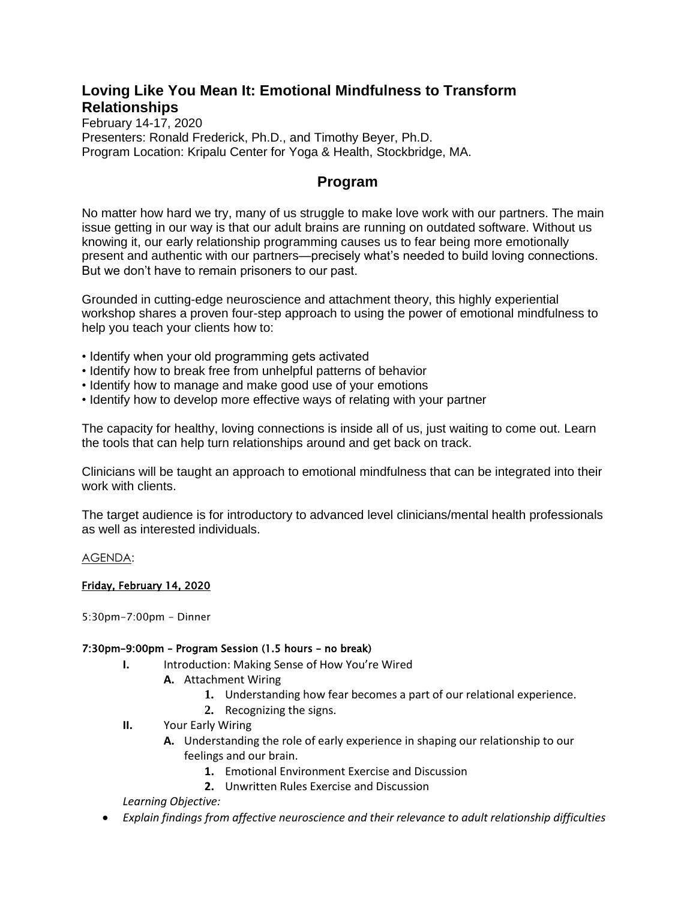# Loving Like You Mean It: Emotional Mindfulness to Transform Relationships

February 14-17, 2020
Presenters: Ronald Frederick, Ph.D., and Timothy Beyer, Ph.D.
Program Location: Kripalu Center for Yoga & Health, Stockbridge, MA.

## Program

No matter how hard we try, many of us struggle to make love work with our partners. The main issue getting in our way is that our adult brains are running on outdated software. Without us knowing it, our early relationship programming causes us to fear being more emotionally present and authentic with our partners—precisely what's needed to build loving connections. But we don't have to remain prisoners to our past.

Grounded in cutting-edge neuroscience and attachment theory, this highly experiential workshop shares a proven four-step approach to using the power of emotional mindfulness to help you teach your clients how to:

- Identify when your old programming gets activated
- Identify how to break free from unhelpful patterns of behavior
- Identify how to manage and make good use of your emotions
- Identify how to develop more effective ways of relating with your partner

The capacity for healthy, loving connections is inside all of us, just waiting to come out. Learn the tools that can help turn relationships around and get back on track.

Clinicians will be taught an approach to emotional mindfulness that can be integrated into their work with clients.

The target audience is for introductory to advanced level clinicians/mental health professionals as well as interested individuals.

AGENDA:

**Friday, February 14, 2020**

5:30pm-7:00pm - Dinner

**7:30pm-9:00pm - Program Session (1.5 hours - no break)**

- **I.** Introduction: Making Sense of How You're Wired
  - **A.** Attachment Wiring
    1. Understanding how fear becomes a part of our relational experience.
    2. Recognizing the signs.
- **II.** Your Early Wiring
  - **A.** Understanding the role of early experience in shaping our relationship to our feelings and our brain.
    1. Emotional Environment Exercise and Discussion
    2. Unwritten Rules Exercise and Discussion

*Learning Objective:*

- *Explain findings from affective neuroscience and their relevance to adult relationship difficulties*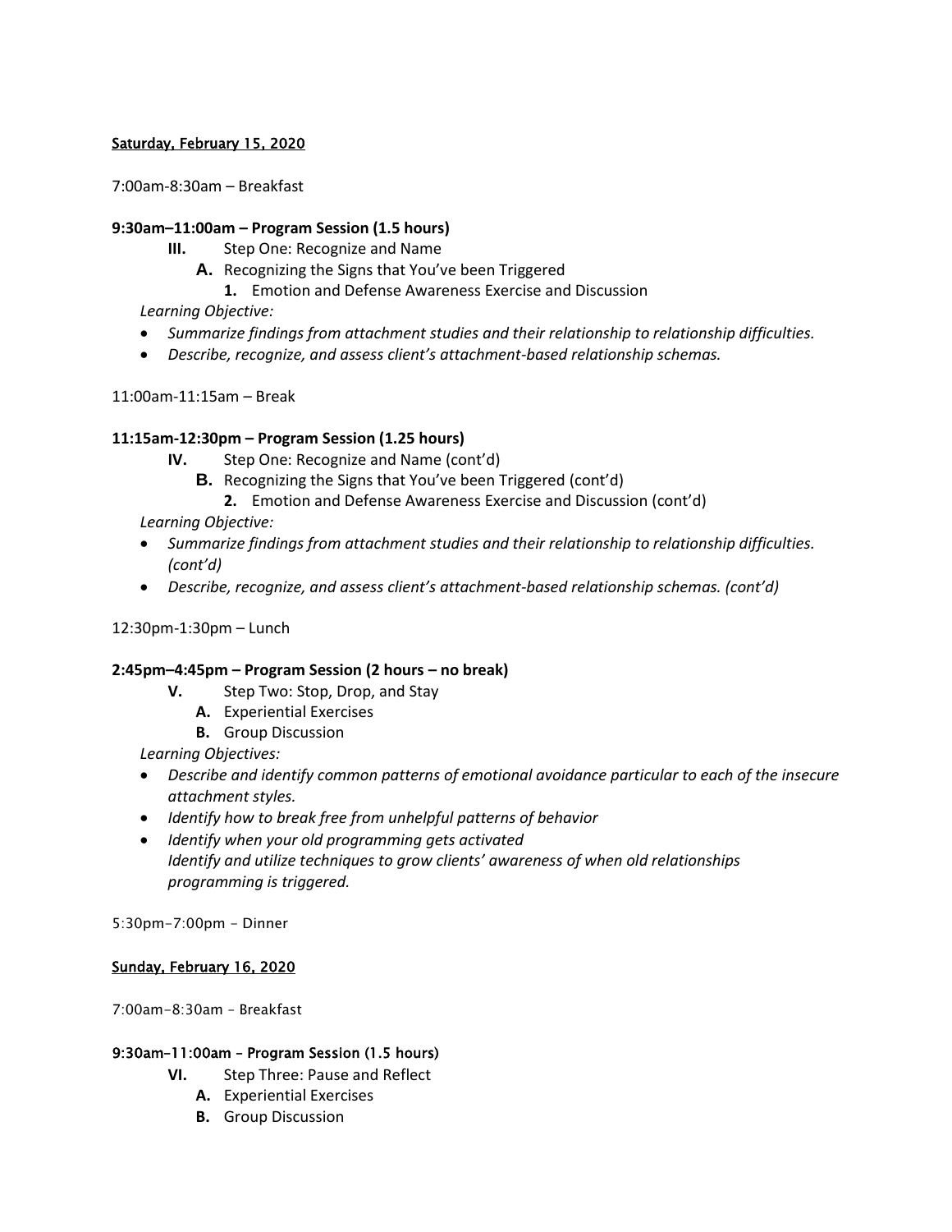<u>Saturday, February 15, 2020</u>

7:00am-8:30am – Breakfast

**9:30am–11:00am – Program Session (1.5 hours)**

- **III.** Step One: Recognize and Name
  - **A.** Recognizing the Signs that You've been Triggered
    - **1.** Emotion and Defense Awareness Exercise and Discussion

*Learning Objective:*

- *Summarize findings from attachment studies and their relationship to relationship difficulties.*
- *Describe, recognize, and assess client's attachment-based relationship schemas.*

11:00am-11:15am – Break

**11:15am-12:30pm – Program Session (1.25 hours)**

- **IV.** Step One: Recognize and Name (cont'd)
  - **B.** Recognizing the Signs that You've been Triggered (cont'd)
    - **2.** Emotion and Defense Awareness Exercise and Discussion (cont'd)

*Learning Objective:*

- *Summarize findings from attachment studies and their relationship to relationship difficulties. (cont'd)*
- *Describe, recognize, and assess client's attachment-based relationship schemas. (cont'd)*

12:30pm-1:30pm – Lunch

**2:45pm–4:45pm – Program Session (2 hours – no break)**

- **V.** Step Two: Stop, Drop, and Stay
  - **A.** Experiential Exercises
  - **B.** Group Discussion

*Learning Objectives:*

- *Describe and identify common patterns of emotional avoidance particular to each of the insecure attachment styles.*
- *Identify how to break free from unhelpful patterns of behavior*
- *Identify when your old programming gets activated*
  *Identify and utilize techniques to grow clients' awareness of when old relationships programming is triggered.*

5:30pm-7:00pm - Dinner

<u>Sunday, February 16, 2020</u>

7:00am-8:30am - Breakfast

**9:30am–11:00am - Program Session (1.5 hours)**

- **VI.** Step Three: Pause and Reflect
  - **A.** Experiential Exercises
  - **B.** Group Discussion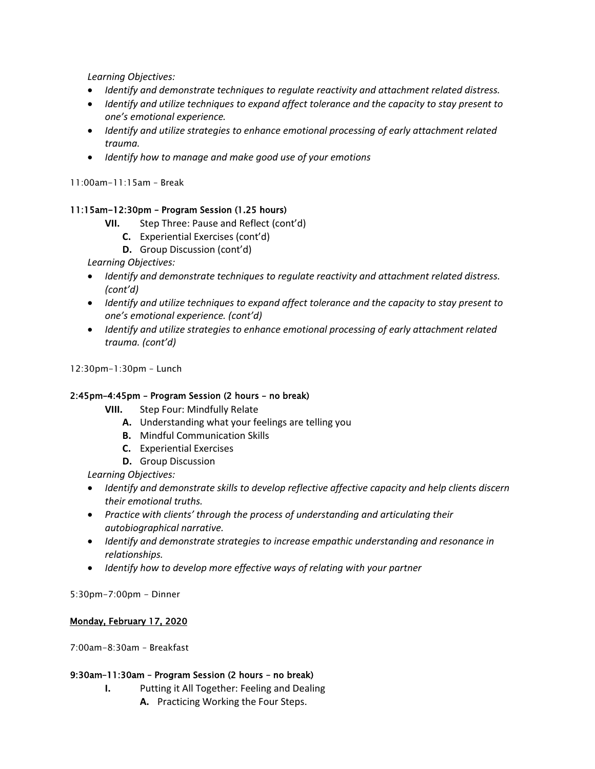*Learning Objectives:*

- *Identify and demonstrate techniques to regulate reactivity and attachment related distress.*
- *Identify and utilize techniques to expand affect tolerance and the capacity to stay present to one's emotional experience.*
- *Identify and utilize strategies to enhance emotional processing of early attachment related trauma.*
- *Identify how to manage and make good use of your emotions*

11:00am-11:15am – Break

**11:15am-12:30pm – Program Session (1.25 hours)**

- **VII.** Step Three: Pause and Reflect (cont'd)
    - **C.** Experiential Exercises (cont'd)
    - **D.** Group Discussion (cont'd)

*Learning Objectives:*

- *Identify and demonstrate techniques to regulate reactivity and attachment related distress. (cont'd)*
- *Identify and utilize techniques to expand affect tolerance and the capacity to stay present to one's emotional experience. (cont'd)*
- *Identify and utilize strategies to enhance emotional processing of early attachment related trauma. (cont'd)*

12:30pm-1:30pm – Lunch

**2:45pm-4:45pm – Program Session (2 hours – no break)**

- **VIII.** Step Four: Mindfully Relate
    - **A.** Understanding what your feelings are telling you
    - **B.** Mindful Communication Skills
    - **C.** Experiential Exercises
    - **D.** Group Discussion

*Learning Objectives:*

- *Identify and demonstrate skills to develop reflective affective capacity and help clients discern their emotional truths.*
- *Practice with clients' through the process of understanding and articulating their autobiographical narrative.*
- *Identify and demonstrate strategies to increase empathic understanding and resonance in relationships.*
- *Identify how to develop more effective ways of relating with your partner*

5:30pm-7:00pm – Dinner

**Monday, February 17, 2020**

7:00am-8:30am – Breakfast

**9:30am-11:30am – Program Session (2 hours – no break)**

- **I.** Putting it All Together: Feeling and Dealing
    - **A.** Practicing Working the Four Steps.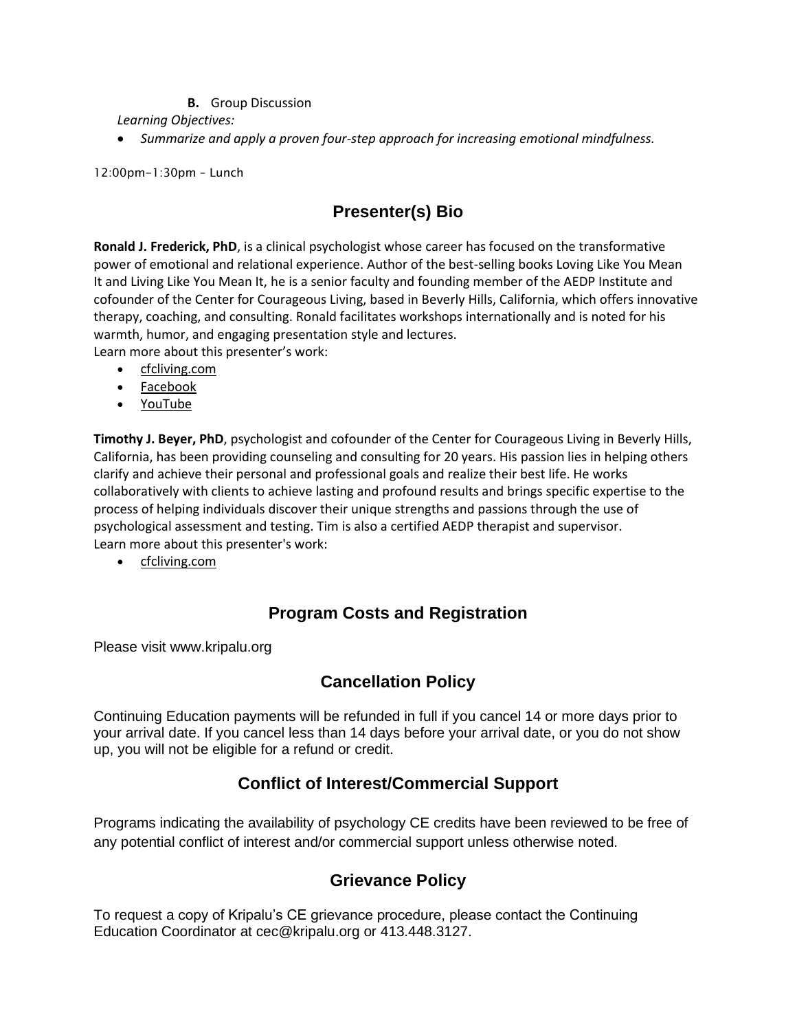**B.** Group Discussion

*Learning Objectives:*

- *Summarize and apply a proven four-step approach for increasing emotional mindfulness.*

12:00pm–1:30pm – Lunch

## Presenter(s) Bio

**Ronald J. Frederick, PhD**, is a clinical psychologist whose career has focused on the transformative power of emotional and relational experience. Author of the best-selling books Loving Like You Mean It and Living Like You Mean It, he is a senior faculty and founding member of the AEDP Institute and cofounder of the Center for Courageous Living, based in Beverly Hills, California, which offers innovative therapy, coaching, and consulting. Ronald facilitates workshops internationally and is noted for his warmth, humor, and engaging presentation style and lectures.
Learn more about this presenter's work:

- cfcliving.com
- Facebook
- YouTube

**Timothy J. Beyer, PhD**, psychologist and cofounder of the Center for Courageous Living in Beverly Hills, California, has been providing counseling and consulting for 20 years. His passion lies in helping others clarify and achieve their personal and professional goals and realize their best life. He works collaboratively with clients to achieve lasting and profound results and brings specific expertise to the process of helping individuals discover their unique strengths and passions through the use of psychological assessment and testing. Tim is also a certified AEDP therapist and supervisor.
Learn more about this presenter's work:

- cfcliving.com

## Program Costs and Registration

Please visit www.kripalu.org

## Cancellation Policy

Continuing Education payments will be refunded in full if you cancel 14 or more days prior to your arrival date. If you cancel less than 14 days before your arrival date, or you do not show up, you will not be eligible for a refund or credit.

## Conflict of Interest/Commercial Support

Programs indicating the availability of psychology CE credits have been reviewed to be free of any potential conflict of interest and/or commercial support unless otherwise noted.

## Grievance Policy

To request a copy of Kripalu's CE grievance procedure, please contact the Continuing Education Coordinator at cec@kripalu.org or 413.448.3127.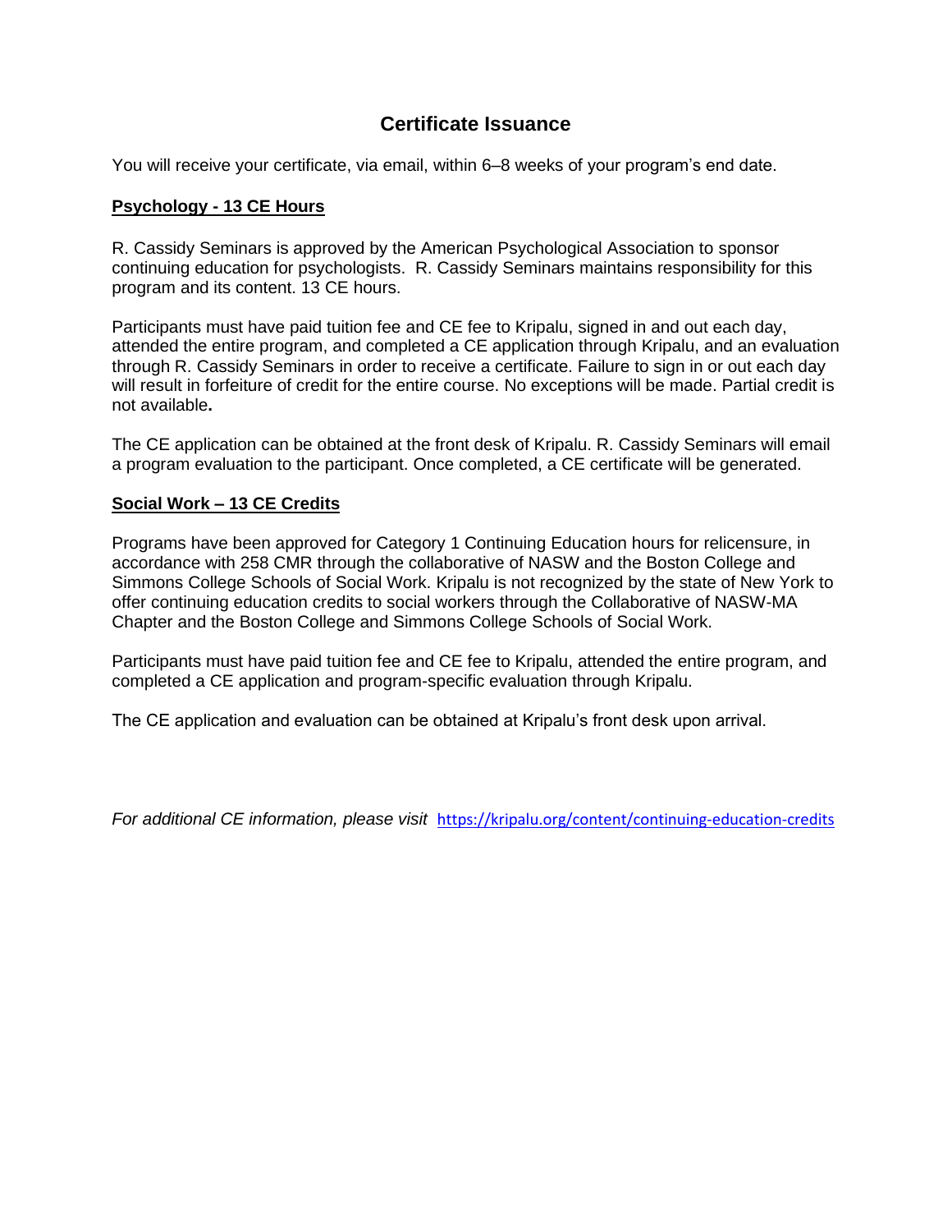# Certificate Issuance

You will receive your certificate, via email, within 6–8 weeks of your program's end date.

**Psychology - 13 CE Hours**

R. Cassidy Seminars is approved by the American Psychological Association to sponsor continuing education for psychologists. R. Cassidy Seminars maintains responsibility for this program and its content. 13 CE hours.

Participants must have paid tuition fee and CE fee to Kripalu, signed in and out each day, attended the entire program, and completed a CE application through Kripalu, and an evaluation through R. Cassidy Seminars in order to receive a certificate. Failure to sign in or out each day will result in forfeiture of credit for the entire course. No exceptions will be made. Partial credit is not available**.**

The CE application can be obtained at the front desk of Kripalu. R. Cassidy Seminars will email a program evaluation to the participant. Once completed, a CE certificate will be generated.

**Social Work – 13 CE Credits**

Programs have been approved for Category 1 Continuing Education hours for relicensure, in accordance with 258 CMR through the collaborative of NASW and the Boston College and Simmons College Schools of Social Work. Kripalu is not recognized by the state of New York to offer continuing education credits to social workers through the Collaborative of NASW-MA Chapter and the Boston College and Simmons College Schools of Social Work.

Participants must have paid tuition fee and CE fee to Kripalu, attended the entire program, and completed a CE application and program-specific evaluation through Kripalu.

The CE application and evaluation can be obtained at Kripalu's front desk upon arrival.

*For additional CE information, please visit* https://kripalu.org/content/continuing-education-credits